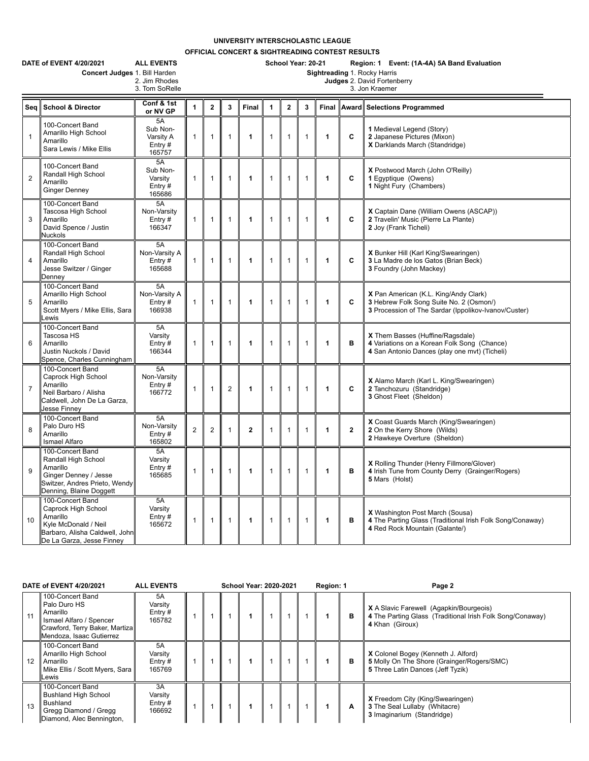**UNIVERSITY INTERSCHOLASTIC LEAGUE**

**OFFICIAL CONCERT & SIGHTREADING CONTEST RESULTS**

**DATE of EVENT 4/20/2021** **ALL EVENTS** **School Year: 20-21** **Region: 1 Event: (1A-4A) 5A Band Evaluation**

**Concert Judges** 1. Bill Harden 2. Jim Rhodes 3. Tom SoRelle

**Sightreading Judges** 1. Rocky Harris 2. David Fortenberry 3. Jon Kraemer

| Seq | School & Director | Conf & 1st or NV GP | 1 | 2 | 3 | Final | 1 | 2 | 3 | Final | Award | Selections Programmed |
|---|---|---|---|---|---|---|---|---|---|---|---|---|
| 1 | 100-Concert Band Amarillo High School Amarillo Sara Lewis / Mike Ellis | 5A Sub Non-Varsity A Entry # 165757 | 1 | 1 | 1 | **1** | 1 | 1 | 1 | **1** | **C** | **1** Medieval Legend (Story) **2** Japanese Pictures (Mixon) **X** Darklands March (Standridge) |
| 2 | 100-Concert Band Randall High School Amarillo Ginger Denney | 5A Sub Non-Varsity Entry # 165686 | 1 | 1 | 1 | **1** | 1 | 1 | 1 | **1** | **C** | **X** Postwood March (John O'Reilly) **1** Egyptique (Owens) **1** Night Fury (Chambers) |
| 3 | 100-Concert Band Tascosa High School Amarillo David Spence / Justin Nuckols | 5A Non-Varsity Entry # 166347 | 1 | 1 | 1 | **1** | 1 | 1 | 1 | **1** | **C** | **X** Captain Dane (William Owens (ASCAP)) **2** Travelin' Music (Pierre La Plante) **2** Joy (Frank Ticheli) |
| 4 | 100-Concert Band Randall High School Amarillo Jesse Switzer / Ginger Denney | 5A Non-Varsity A Entry # 165688 | 1 | 1 | 1 | **1** | 1 | 1 | 1 | **1** | **C** | **X** Bunker Hill (Karl King/Swearingen) **3** La Madre de los Gatos (Brian Beck) **3** Foundry (John Mackey) |
| 5 | 100-Concert Band Amarillo High School Amarillo Scott Myers / Mike Ellis, Sara Lewis | 5A Non-Varsity A Entry # 166938 | 1 | 1 | 1 | **1** | 1 | 1 | 1 | **1** | **C** | **X** Pan American (K.L. King/Andy Clark) **3** Hebrew Folk Song Suite No. 2 (Osmon/) **3** Procession of The Sardar (Ippolikov-Ivanov/Custer) |
| 6 | 100-Concert Band Tascosa HS Amarillo Justin Nuckols / David Spence, Charles Cunningham | 5A Varsity Entry # 166344 | 1 | 1 | 1 | **1** | 1 | 1 | 1 | **1** | **B** | **X** Them Basses (Huffine/Ragsdale) **4** Variations on a Korean Folk Song (Chance) **4** San Antonio Dances (play one mvt) (Ticheli) |
| 7 | 100-Concert Band Caprock High School Amarillo Neil Barbaro / Alisha Caldwell, John De La Garza, Jesse Finney | 5A Non-Varsity Entry # 166772 | 1 | 1 | 2 | **1** | 1 | 1 | 1 | **1** | **C** | **X** Alamo March (Karl L. King/Swearingen) **2** Tanchozuru (Standridge) **3** Ghost Fleet (Sheldon) |
| 8 | 100-Concert Band Palo Duro HS Amarillo Ismael Alfaro | 5A Non-Varsity Entry # 165802 | 2 | 2 | 1 | **2** | 1 | 1 | 1 | **1** | **2** | **X** Coast Guards March (King/Swearingen) **2** On the Kerry Shore (Wilds) **2** Hawkeye Overture (Sheldon) |
| 9 | 100-Concert Band Randall High School Amarillo Ginger Denney / Jesse Switzer, Andres Prieto, Wendy Denning, Blaine Doggett | 5A Varsity Entry # 165685 | 1 | 1 | 1 | **1** | 1 | 1 | 1 | **1** | **B** | **X** Rolling Thunder (Henry Fillmore/Glover) **4** Irish Tune from County Derry (Grainger/Rogers) **5** Mars (Holst) |
| 10 | 100-Concert Band Caprock High School Amarillo Kyle McDonald / Neil Barbaro, Alisha Caldwell, John De La Garza, Jesse Finney | 5A Varsity Entry # 165672 | 1 | 1 | 1 | **1** | 1 | 1 | 1 | **1** | **B** | **X** Washington Post March (Sousa) **4** The Parting Glass (Traditional Irish Folk Song/Conaway) **4** Red Rock Mountain (Galante/) |
| 11 | 100-Concert Band Palo Duro HS Amarillo Ismael Alfaro / Spencer Crawford, Terry Baker, Martiza Mendoza, Isaac Gutierrez | 5A Varsity Entry # 165782 | 1 | 1 | 1 | **1** | 1 | 1 | 1 | **1** | **B** | **X** A Slavic Farewell (Agapkin/Bourgeois) **4** The Parting Glass (Traditional Irish Folk Song/Conaway) **4** Khan (Giroux) |
| 12 | 100-Concert Band Amarillo High School Amarillo Mike Ellis / Scott Myers, Sara Lewis | 5A Varsity Entry # 165769 | 1 | 1 | 1 | **1** | 1 | 1 | 1 | **1** | **B** | **X** Colonel Bogey (Kenneth J. Alford) **5** Molly On The Shore (Grainger/Rogers/SMC) **5** Three Latin Dances (Jeff Tyzik) |
| 13 | 100-Concert Band Bushland High School Bushland Gregg Diamond / Gregg Diamond, Alec Bennington, | 3A Varsity Entry # 166692 | 1 | 1 | 1 | **1** | 1 | 1 | 1 | **1** | **A** | **X** Freedom City (King/Swearingen) **3** The Seal Lullaby (Whitacre) **3** Imaginarium (Standridge) |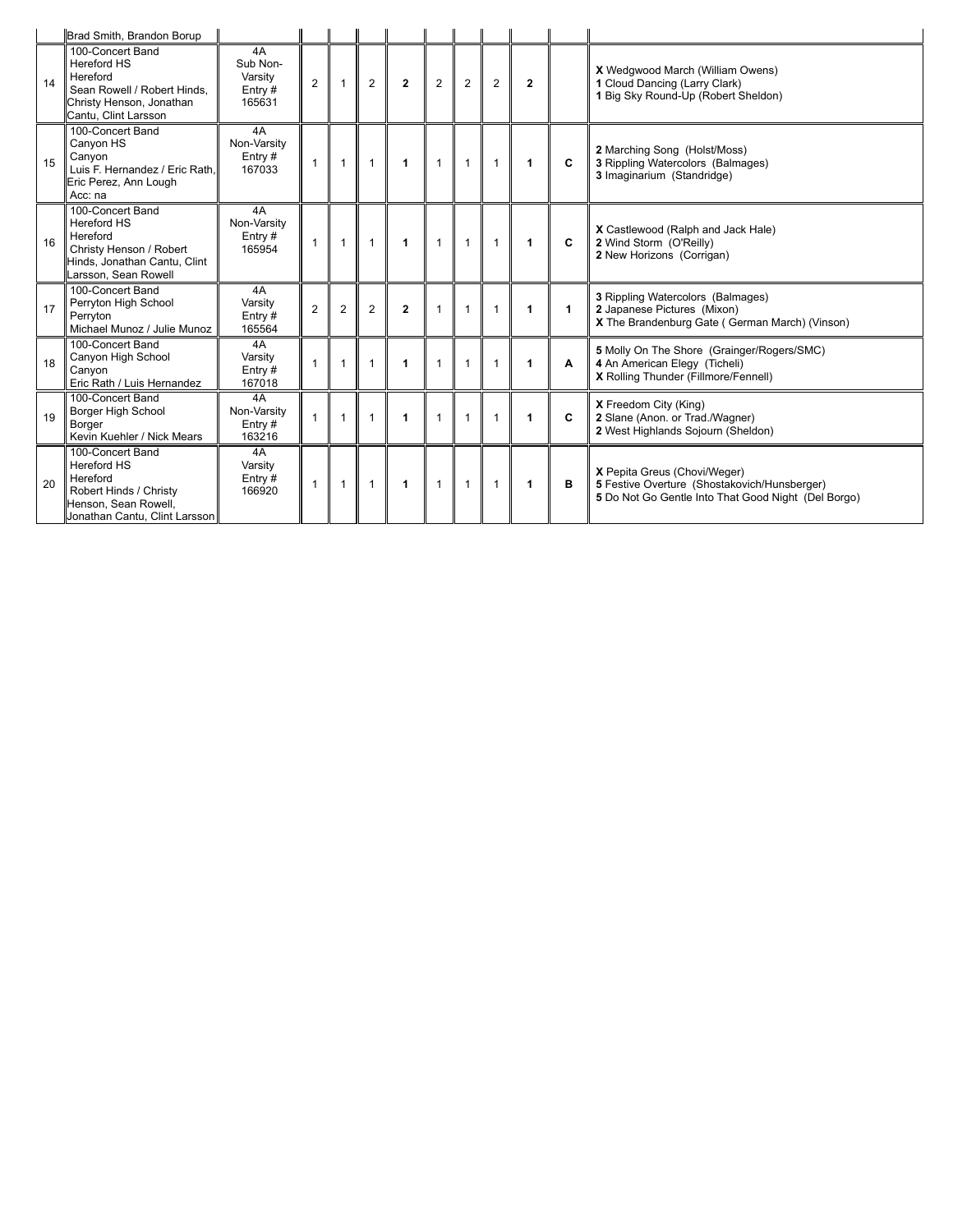| | | | | | | | | | | | | |
|---|---|---|---|---|---|---|---|---|---|---|---|---|
| | Brad Smith, Brandon Borup | | | | | | | | | | | |
| 14 | 100-Concert Band<br>Hereford HS<br>Hereford<br>Sean Rowell / Robert Hinds, Christy Henson, Jonathan Cantu, Clint Larsson | 4A<br>Sub Non-Varsity<br>Entry #<br>165631 | 2 | 1 | 2 | **2** | 2 | 2 | 2 | **2** | | **X** Wedgwood March (William Owens)<br>**1** Cloud Dancing (Larry Clark)<br>**1** Big Sky Round-Up (Robert Sheldon) |
| 15 | 100-Concert Band<br>Canyon HS<br>Canyon<br>Luis F. Hernandez / Eric Rath, Eric Perez, Ann Lough<br>Acc: na | 4A<br>Non-Varsity<br>Entry #<br>167033 | 1 | 1 | 1 | **1** | 1 | 1 | 1 | **1** | **C** | **2** Marching Song (Holst/Moss)<br>**3** Rippling Watercolors (Balmages)<br>**3** Imaginarium (Standridge) |
| 16 | 100-Concert Band<br>Hereford HS<br>Hereford<br>Christy Henson / Robert Hinds, Jonathan Cantu, Clint Larsson, Sean Rowell | 4A<br>Non-Varsity<br>Entry #<br>165954 | 1 | 1 | 1 | **1** | 1 | 1 | 1 | **1** | **C** | **X** Castlewood (Ralph and Jack Hale)<br>**2** Wind Storm (O'Reilly)<br>**2** New Horizons (Corrigan) |
| 17 | 100-Concert Band<br>Perryton High School<br>Perryton<br>Michael Munoz / Julie Munoz | 4A<br>Varsity<br>Entry #<br>165564 | 2 | 2 | 2 | **2** | 1 | 1 | 1 | **1** | **1** | **3** Rippling Watercolors (Balmages)<br>**2** Japanese Pictures (Mixon)<br>**X** The Brandenburg Gate ( German March) (Vinson) |
| 18 | 100-Concert Band<br>Canyon High School<br>Canyon<br>Eric Rath / Luis Hernandez | 4A<br>Varsity<br>Entry #<br>167018 | 1 | 1 | 1 | **1** | 1 | 1 | 1 | **1** | **A** | **5** Molly On The Shore (Grainger/Rogers/SMC)<br>**4** An American Elegy (Ticheli)<br>**X** Rolling Thunder (Fillmore/Fennell) |
| 19 | 100-Concert Band<br>Borger High School<br>Borger<br>Kevin Kuehler / Nick Mears | 4A<br>Non-Varsity<br>Entry #<br>163216 | 1 | 1 | 1 | **1** | 1 | 1 | 1 | **1** | **C** | **X** Freedom City (King)<br>**2** Slane (Anon. or Trad./Wagner)<br>**2** West Highlands Sojourn (Sheldon) |
| 20 | 100-Concert Band<br>Hereford HS<br>Hereford<br>Robert Hinds / Christy Henson, Sean Rowell, Jonathan Cantu, Clint Larsson | 4A<br>Varsity<br>Entry #<br>166920 | 1 | 1 | 1 | **1** | 1 | 1 | 1 | **1** | **B** | **X** Pepita Greus (Chovi/Weger)<br>**5** Festive Overture (Shostakovich/Hunsberger)<br>**5** Do Not Go Gentle Into That Good Night (Del Borgo) |